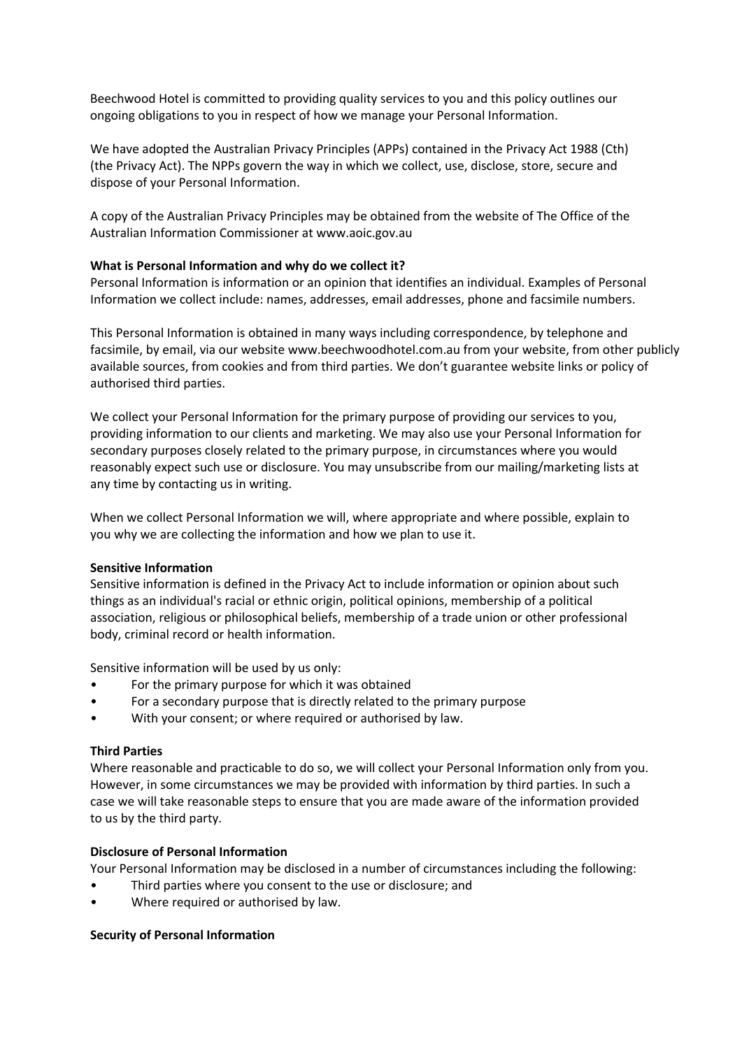Beechwood Hotel is committed to providing quality services to you and this policy outlines our ongoing obligations to you in respect of how we manage your Personal Information.

We have adopted the Australian Privacy Principles (APPs) contained in the Privacy Act 1988 (Cth) (the Privacy Act). The NPPs govern the way in which we collect, use, disclose, store, secure and dispose of your Personal Information.

A copy of the Australian Privacy Principles may be obtained from the website of The Office of the Australian Information Commissioner at www.aoic.gov.au

**What is Personal Information and why do we collect it?**
Personal Information is information or an opinion that identifies an individual. Examples of Personal Information we collect include: names, addresses, email addresses, phone and facsimile numbers.

This Personal Information is obtained in many ways including correspondence, by telephone and facsimile, by email, via our website www.beechwoodhotel.com.au from your website, from other publicly available sources, from cookies and from third parties. We don't guarantee website links or policy of authorised third parties.

We collect your Personal Information for the primary purpose of providing our services to you, providing information to our clients and marketing. We may also use your Personal Information for secondary purposes closely related to the primary purpose, in circumstances where you would reasonably expect such use or disclosure. You may unsubscribe from our mailing/marketing lists at any time by contacting us in writing.

When we collect Personal Information we will, where appropriate and where possible, explain to you why we are collecting the information and how we plan to use it.

**Sensitive Information**
Sensitive information is defined in the Privacy Act to include information or opinion about such things as an individual's racial or ethnic origin, political opinions, membership of a political association, religious or philosophical beliefs, membership of a trade union or other professional body, criminal record or health information.

Sensitive information will be used by us only:

- For the primary purpose for which it was obtained
- For a secondary purpose that is directly related to the primary purpose
- With your consent; or where required or authorised by law.

**Third Parties**
Where reasonable and practicable to do so, we will collect your Personal Information only from you. However, in some circumstances we may be provided with information by third parties. In such a case we will take reasonable steps to ensure that you are made aware of the information provided to us by the third party.

**Disclosure of Personal Information**
Your Personal Information may be disclosed in a number of circumstances including the following:

- Third parties where you consent to the use or disclosure; and
- Where required or authorised by law.

**Security of Personal Information**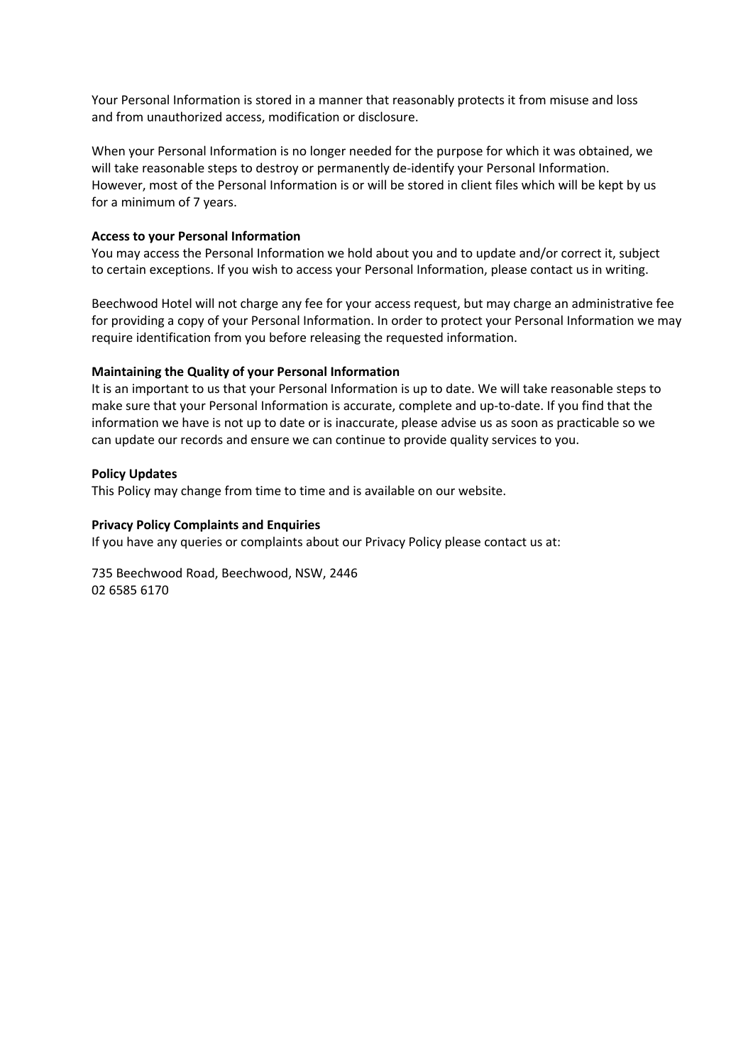Your Personal Information is stored in a manner that reasonably protects it from misuse and loss and from unauthorized access, modification or disclosure.

When your Personal Information is no longer needed for the purpose for which it was obtained, we will take reasonable steps to destroy or permanently de-identify your Personal Information. However, most of the Personal Information is or will be stored in client files which will be kept by us for a minimum of 7 years.

**Access to your Personal Information**

You may access the Personal Information we hold about you and to update and/or correct it, subject to certain exceptions. If you wish to access your Personal Information, please contact us in writing.

Beechwood Hotel will not charge any fee for your access request, but may charge an administrative fee for providing a copy of your Personal Information. In order to protect your Personal Information we may require identification from you before releasing the requested information.

**Maintaining the Quality of your Personal Information**

It is an important to us that your Personal Information is up to date. We will take reasonable steps to make sure that your Personal Information is accurate, complete and up-to-date. If you find that the information we have is not up to date or is inaccurate, please advise us as soon as practicable so we can update our records and ensure we can continue to provide quality services to you.

**Policy Updates**

This Policy may change from time to time and is available on our website.

**Privacy Policy Complaints and Enquiries**

If you have any queries or complaints about our Privacy Policy please contact us at:

735 Beechwood Road, Beechwood, NSW, 2446
02 6585 6170